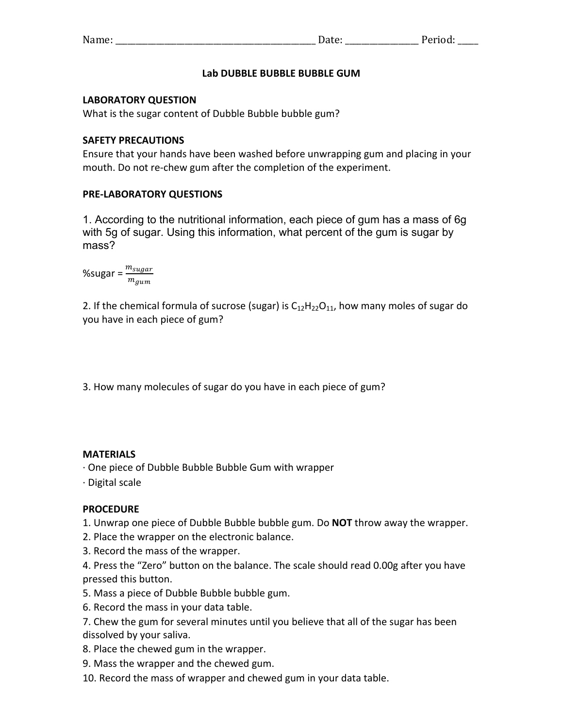Name: ________________________________________ Date: _______________ Period: ____

# Lab DUBBLE BUBBLE BUBBLE GUM

## LABORATORY QUESTION

What is the sugar content of Dubble Bubble bubble gum?

## SAFETY PRECAUTIONS

Ensure that your hands have been washed before unwrapping gum and placing in your mouth. Do not re-chew gum after the completion of the experiment.

## PRE-LABORATORY QUESTIONS

1. According to the nutritional information, each piece of gum has a mass of 6g with 5g of sugar. Using this information, what percent of the gum is sugar by mass?

%sugar = $\frac{m_{sugar}}{m_{gum}}$

2. If the chemical formula of sucrose (sugar) is $C_{12}H_{22}O_{11}$, how many moles of sugar do you have in each piece of gum?

3. How many molecules of sugar do you have in each piece of gum?

## MATERIALS

· One piece of Dubble Bubble Bubble Gum with wrapper

· Digital scale

## PROCEDURE

1. Unwrap one piece of Dubble Bubble bubble gum. Do **NOT** throw away the wrapper.
2. Place the wrapper on the electronic balance.
3. Record the mass of the wrapper.
4. Press the "Zero" button on the balance. The scale should read 0.00g after you have pressed this button.
5. Mass a piece of Dubble Bubble bubble gum.
6. Record the mass in your data table.
7. Chew the gum for several minutes until you believe that all of the sugar has been dissolved by your saliva.
8. Place the chewed gum in the wrapper.
9. Mass the wrapper and the chewed gum.
10. Record the mass of wrapper and chewed gum in your data table.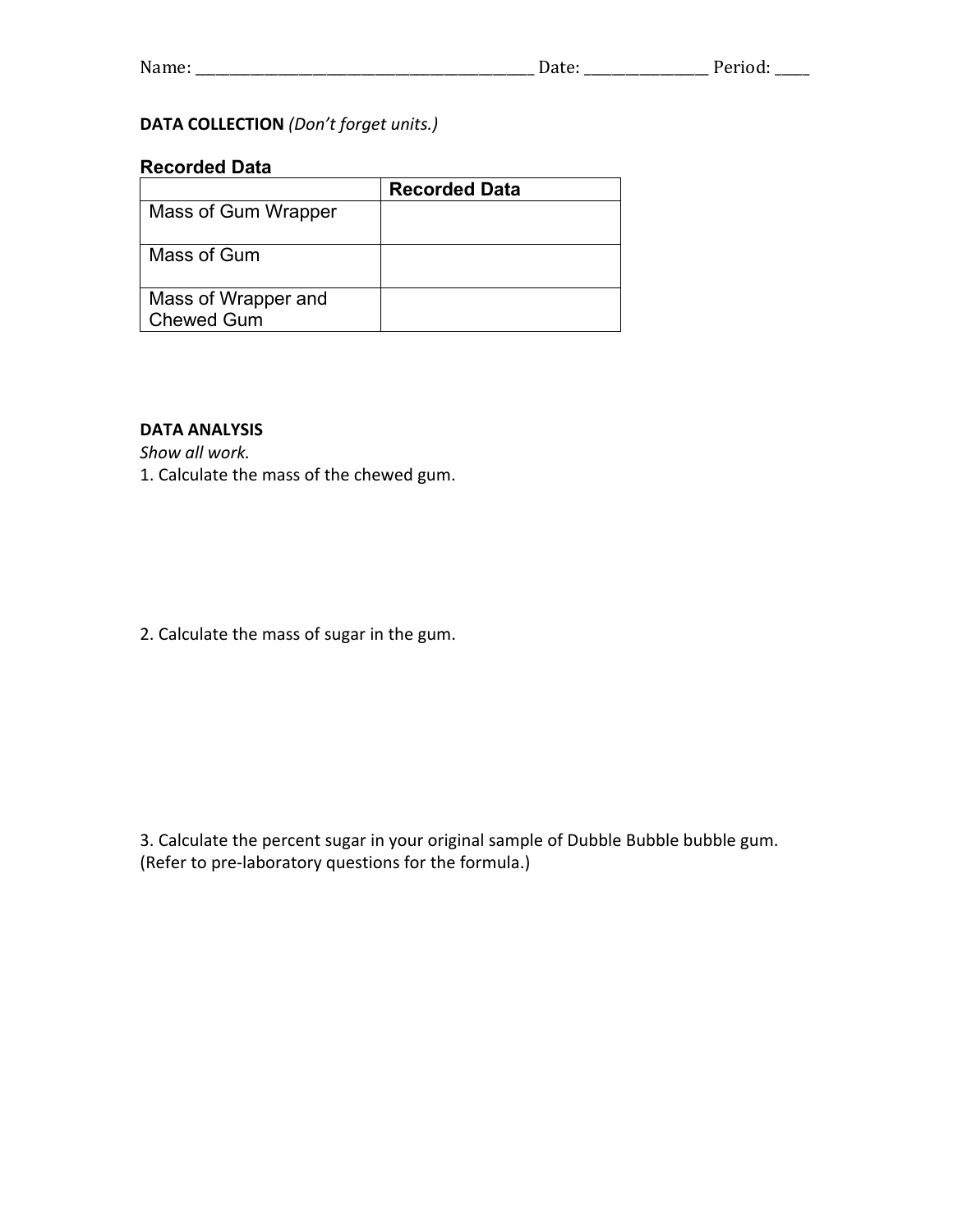Name: ___________________________________________ Date: ________________ Period: _____

**DATA COLLECTION** *(Don't forget units.)*

**Recorded Data**

| | Recorded Data |
|---|---|
| Mass of Gum Wrapper | |
| Mass of Gum | |
| Mass of Wrapper and Chewed Gum | |

**DATA ANALYSIS**

*Show all work.*

1. Calculate the mass of the chewed gum.

2. Calculate the mass of sugar in the gum.

3. Calculate the percent sugar in your original sample of Dubble Bubble bubble gum. (Refer to pre-laboratory questions for the formula.)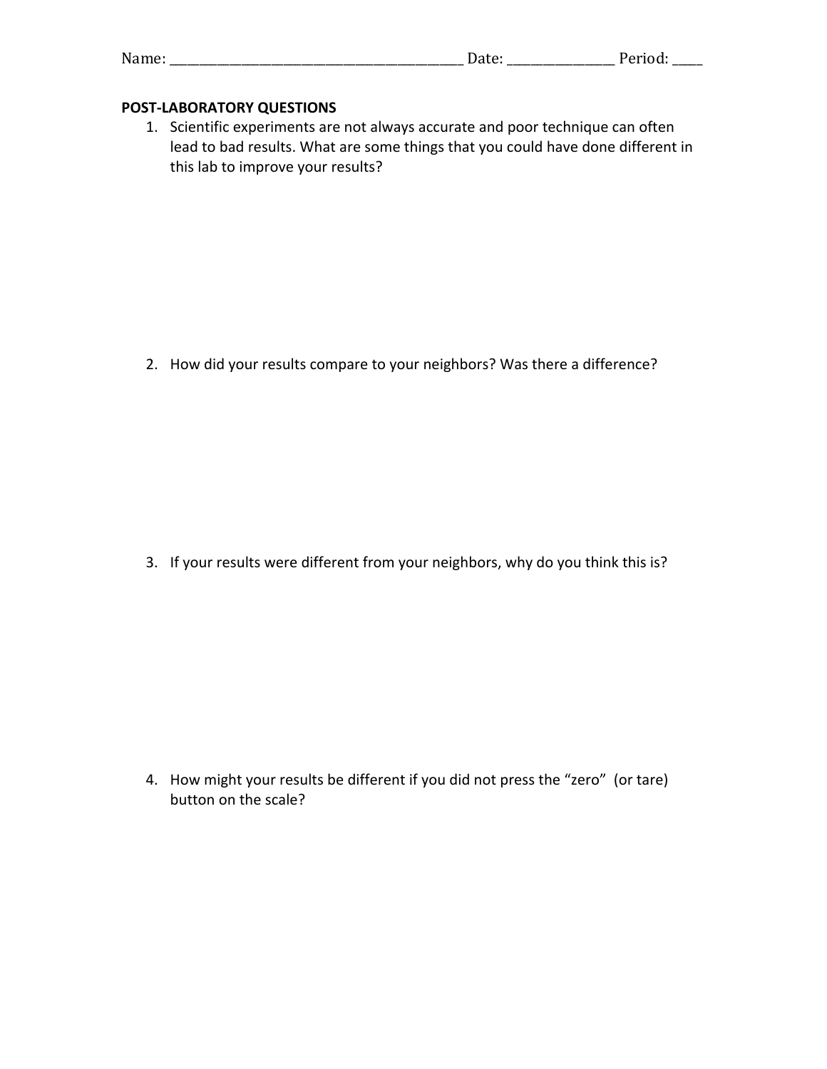Name: ________________________________________ Date: _______________ Period: ____

**POST-LABORATORY QUESTIONS**

1. Scientific experiments are not always accurate and poor technique can often lead to bad results. What are some things that you could have done different in this lab to improve your results?

2. How did your results compare to your neighbors? Was there a difference?

3. If your results were different from your neighbors, why do you think this is?

4. How might your results be different if you did not press the "zero" (or tare) button on the scale?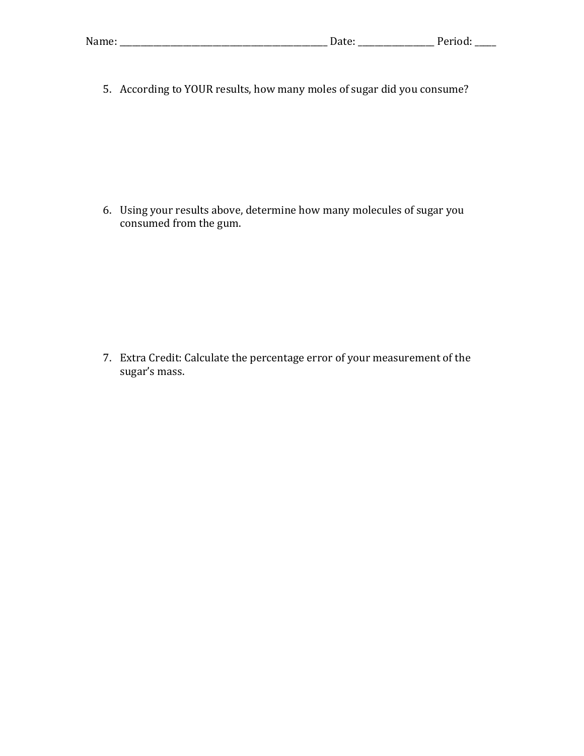Name: ____________________________________________ Date: ________________ Period: _____

5. According to YOUR results, how many moles of sugar did you consume?

6. Using your results above, determine how many molecules of sugar you consumed from the gum.

7. Extra Credit: Calculate the percentage error of your measurement of the sugar's mass.